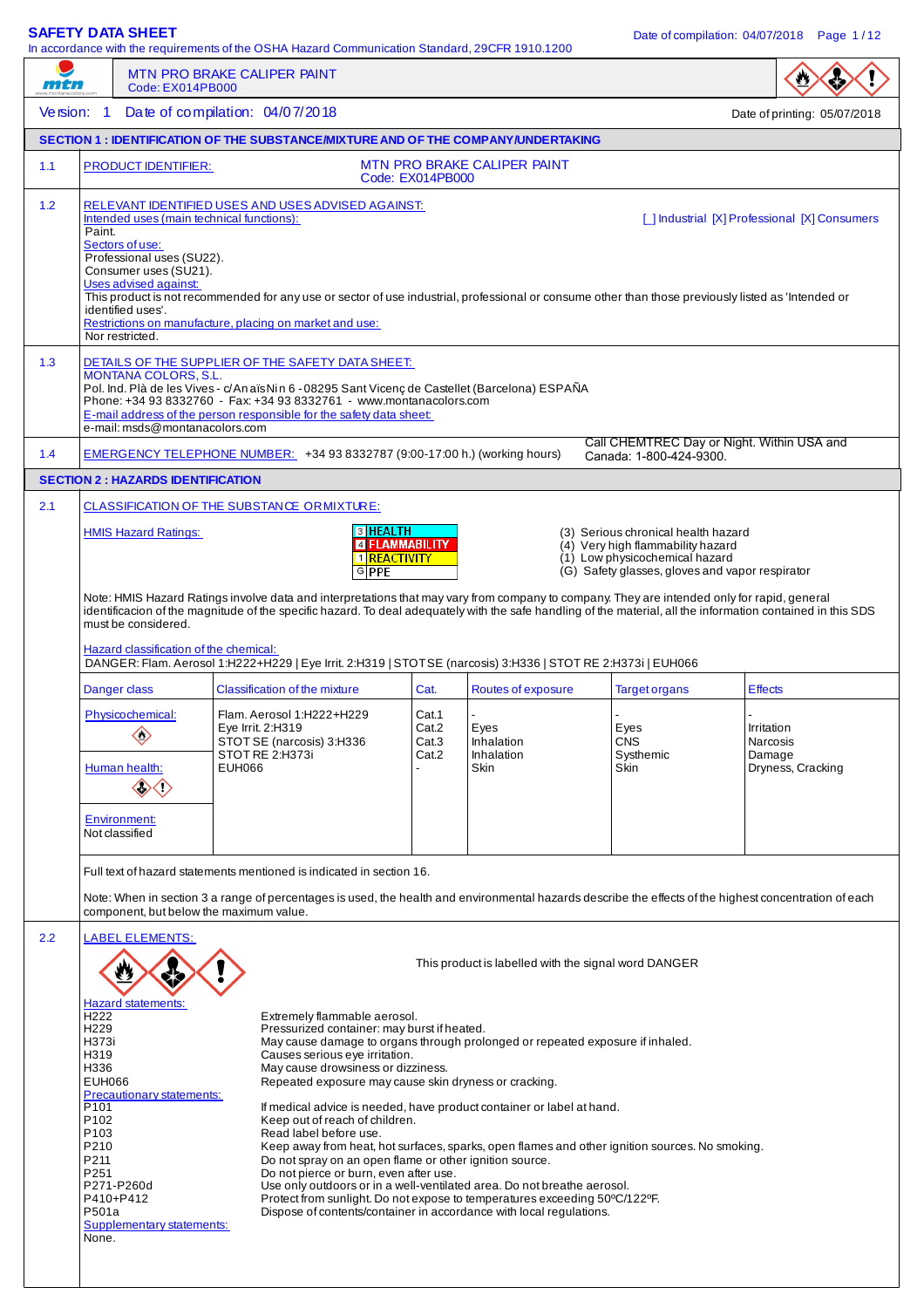# SAFETY DATA SHEET

In accordance with the requirements of the OSHA Hazard Communication Standard, 29CFR 1910.1200

MTN PRO BRAKE CALIPER PAINT
Code: EX014PB000

Version: 1 Date of compilation: 04/07/2018 Date of printing: 05/07/2018

## SECTION 1 : IDENTIFICATION OF THE SUBSTANCE/MIXTURE AND OF THE COMPANY/UNDERTAKING

**1.1 PRODUCT IDENTIFIER:** MTN PRO BRAKE CALIPER PAINT
Code: EX014PB000

**1.2 RELEVANT IDENTIFIED USES AND USES ADVISED AGAINST:**

Intended uses (main technical functions): [_] Industrial [X] Professional [X] Consumers
Paint.

Sectors of use:
Professional uses (SU22).
Consumer uses (SU21).

Uses advised against:
This product is not recommended for any use or sector of use industrial, professional or consume other than those previously listed as 'Intended or identified uses'.

Restrictions on manufacture, placing on market and use:
Nor restricted.

**1.3 DETAILS OF THE SUPPLIER OF THE SAFETY DATA SHEET:**

MONTANA COLORS, S.L.
Pol. Ind. Plà de les Vives - c/Anaïs Nin 6 - 08295 Sant Vicenç de Castellet (Barcelona) ESPAÑA
Phone: +34 93 8332760 - Fax: +34 93 8332761 - www.montanacolors.com

E-mail address of the person responsible for the safety data sheet:
e-mail: msds@montanacolors.com

**1.4 EMERGENCY TELEPHONE NUMBER:** +34 93 8332787 (9:00-17:00 h.) (working hours) Call CHEMTREC Day or Night. Within USA and Canada: 1-800-424-9300.

## SECTION 2 : HAZARDS IDENTIFICATION

**2.1 CLASSIFICATION OF THE SUBSTANCE OR MIXTURE:**

HMIS Hazard Ratings:

| Rating | Category | Description |
|---|---|---|
| 3 | HEALTH | (3) Serious chronical health hazard |
| 4 | FLAMMABILITY | (4) Very high flammability hazard |
| 1 | REACTIVITY | (1) Low physicochemical hazard |
| G | PPE | (G) Safety glasses, gloves and vapor respirator |

Note: HMIS Hazard Ratings involve data and interpretations that may vary from company to company. They are intended only for rapid, general identificacion of the magnitude of the specific hazard. To deal adequately with the safe handling of the material, all the information contained in this SDS must be considered.

Hazard classification of the chemical:
DANGER: Flam. Aerosol 1:H222+H229 | Eye Irrit. 2:H319 | STOT SE (narcosis) 3:H336 | STOT RE 2:H373i | EUH066

| Danger class | Classification of the mixture | Cat. | Routes of exposure | Target organs | Effects |
|---|---|---|---|---|---|
| Physicochemical: | Flam. Aerosol 1:H222+H229 | Cat.1 | - | - | - |
| | Eye Irrit. 2:H319 | Cat.2 | Eyes | Eyes | Irritation |
| | STOT SE (narcosis) 3:H336 | Cat.3 | Inhalation | CNS | Narcosis |
| | STOT RE 2:H373i | Cat.2 | Inhalation | Systhemic | Damage |
| Human health: | EUH066 | - | Skin | Skin | Dryness, Cracking |
| Environment: Not classified | | | | | |

Full text of hazard statements mentioned is indicated in section 16.

Note: When in section 3 a range of percentages is used, the health and environmental hazards describe the effects of the highest concentration of each component, but below the maximum value.

**2.2 LABEL ELEMENTS:**

This product is labelled with the signal word DANGER

Hazard statements:

| | |
|---|---|
| H222 | Extremely flammable aerosol. |
| H229 | Pressurized container: may burst if heated. |
| H373i | May cause damage to organs through prolonged or repeated exposure if inhaled. |
| H319 | Causes serious eye irritation. |
| H336 | May cause drowsiness or dizziness. |
| EUH066 | Repeated exposure may cause skin dryness or cracking. |

Precautionary statements:

| | |
|---|---|
| P101 | If medical advice is needed, have product container or label at hand. |
| P102 | Keep out of reach of children. |
| P103 | Read label before use. |
| P210 | Keep away from heat, hot surfaces, sparks, open flames and other ignition sources. No smoking. |
| P211 | Do not spray on an open flame or other ignition source. |
| P251 | Do not pierce or burn, even after use. |
| P271-P260d | Use only outdoors or in a well-ventilated area. Do not breathe aerosol. |
| P410+P412 | Protect from sunlight. Do not expose to temperatures exceeding 50ºC/122ºF. |
| P501a | Dispose of contents/container in accordance with local regulations. |

Supplementary statements:
None.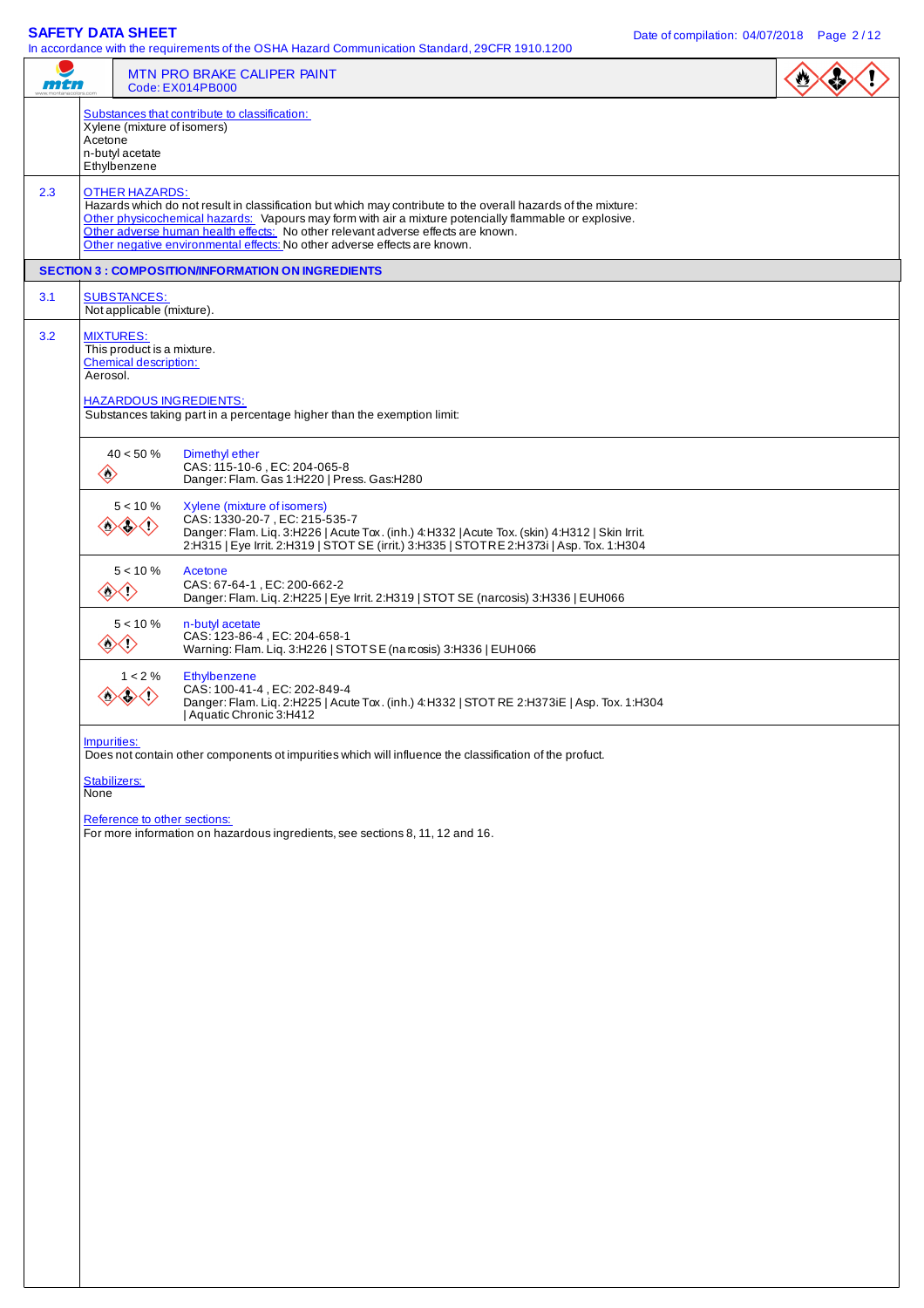MTN PRO BRAKE CALIPER PAINT
Code: EX014PB000

Substances that contribute to classification:
Xylene (mixture of isomers)
Acetone
n-butyl acetate
Ethylbenzene

**2.3 OTHER HAZARDS:**
Hazards which do not result in classification but which may contribute to the overall hazards of the mixture:
Other physicochemical hazards: Vapours may form with air a mixture potencially flammable or explosive.
Other adverse human health effects: No other relevant adverse effects are known.
Other negative environmental effects: No other adverse effects are known.

## SECTION 3 : COMPOSITION/INFORMATION ON INGREDIENTS

**3.1 SUBSTANCES:**
Not applicable (mixture).

**3.2 MIXTURES:**
This product is a mixture.
Chemical description:
Aerosol.

HAZARDOUS INGREDIENTS:
Substances taking part in a percentage higher than the exemption limit:

| Concentration | Substance |
|---|---|
| 40 < 50 % | Dimethyl ether<br>CAS: 115-10-6 , EC: 204-065-8<br>Danger: Flam. Gas 1:H220 \| Press. Gas:H280 |
| 5 < 10 % | Xylene (mixture of isomers)<br>CAS: 1330-20-7 , EC: 215-535-7<br>Danger: Flam. Liq. 3:H226 \| Acute Tox. (inh.) 4:H332 \| Acute Tox. (skin) 4:H312 \| Skin Irrit. 2:H315 \| Eye Irrit. 2:H319 \| STOT SE (irrit.) 3:H335 \| STOT RE 2:H373i \| Asp. Tox. 1:H304 |
| 5 < 10 % | Acetone<br>CAS: 67-64-1 , EC: 200-662-2<br>Danger: Flam. Liq. 2:H225 \| Eye Irrit. 2:H319 \| STOT SE (narcosis) 3:H336 \| EUH066 |
| 5 < 10 % | n-butyl acetate<br>CAS: 123-86-4 , EC: 204-658-1<br>Warning: Flam. Liq. 3:H226 \| STOT SE (narcosis) 3:H336 \| EUH066 |
| 1 < 2 % | Ethylbenzene<br>CAS: 100-41-4 , EC: 202-849-4<br>Danger: Flam. Liq. 2:H225 \| Acute Tox. (inh.) 4:H332 \| STOT RE 2:H373iE \| Asp. Tox. 1:H304 \| Aquatic Chronic 3:H412 |

Impurities:
Does not contain other components ot impurities which will influence the classification of the profuct.

Stabilizers:
None

Reference to other sections:
For more information on hazardous ingredients, see sections 8, 11, 12 and 16.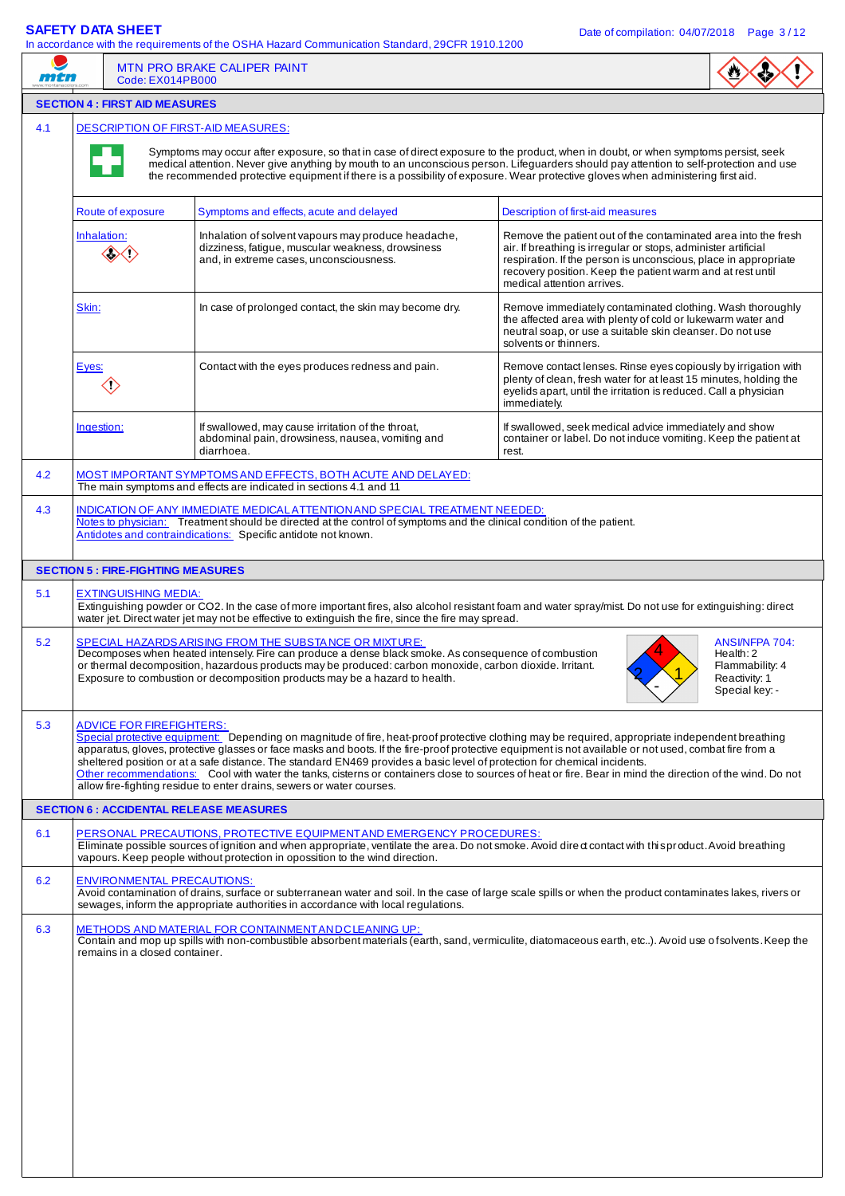MTN PRO BRAKE CALIPER PAINT
Code: EX014PB000

## SECTION 4 : FIRST AID MEASURES

**4.1** DESCRIPTION OF FIRST-AID MEASURES:

Symptoms may occur after exposure, so that in case of direct exposure to the product, when in doubt, or when symptoms persist, seek medical attention. Never give anything by mouth to an unconscious person. Lifeguarders should pay attention to self-protection and use the recommended protective equipment if there is a possibility of exposure. Wear protective gloves when administering first aid.

| Route of exposure | Symptoms and effects, acute and delayed | Description of first-aid measures |
| --- | --- | --- |
| Inhalation: | Inhalation of solvent vapours may produce headache, dizziness, fatigue, muscular weakness, drowsiness and, in extreme cases, unconsciousness. | Remove the patient out of the contaminated area into the fresh air. If breathing is irregular or stops, administer artificial respiration. If the person is unconscious, place in appropriate recovery position. Keep the patient warm and at rest until medical attention arrives. |
| Skin: | In case of prolonged contact, the skin may become dry. | Remove immediately contaminated clothing. Wash thoroughly the affected area with plenty of cold or lukewarm water and neutral soap, or use a suitable skin cleanser. Do not use solvents or thinners. |
| Eyes: | Contact with the eyes produces redness and pain. | Remove contact lenses. Rinse eyes copiously by irrigation with plenty of clean, fresh water for at least 15 minutes, holding the eyelids apart, until the irritation is reduced. Call a physician immediately. |
| Ingestion: | If swallowed, may cause irritation of the throat, abdominal pain, drowsiness, nausea, vomiting and diarrhoea. | If swallowed, seek medical advice immediately and show container or label. Do not induce vomiting. Keep the patient at rest. |

**4.2** MOST IMPORTANT SYMPTOMS AND EFFECTS, BOTH ACUTE AND DELAYED:
The main symptoms and effects are indicated in sections 4.1 and 11

**4.3** INDICATION OF ANY IMMEDIATE MEDICAL ATTENTION AND SPECIAL TREATMENT NEEDED:
Notes to physician: Treatment should be directed at the control of symptoms and the clinical condition of the patient.
Antidotes and contraindications: Specific antidote not known.

## SECTION 5 : FIRE-FIGHTING MEASURES

**5.1** EXTINGUISHING MEDIA:
Extinguishing powder or $CO_2$. In the case of more important fires, also alcohol resistant foam and water spray/mist. Do not use for extinguishing: direct water jet. Direct water jet may not be effective to extinguish the fire, since the fire may spread.

**5.2** SPECIAL HAZARDS ARISING FROM THE SUBSTANCE OR MIXTURE:
Decomposes when heated intensely. Fire can produce a dense black smoke. As consequence of combustion or thermal decomposition, hazardous products may be produced: carbon monoxide, carbon dioxide. Irritant. Exposure to combustion or decomposition products may be a hazard to health.

ANSI/NFPA 704:
Health: 2
Flammability: 4
Reactivity: 1
Special key: -

**5.3** ADVICE FOR FIREFIGHTERS:
Special protective equipment: Depending on magnitude of fire, heat-proof protective clothing may be required, appropriate independent breathing apparatus, gloves, protective glasses or face masks and boots. If the fire-proof protective equipment is not available or not used, combat fire from a sheltered position or at a safe distance. The standard EN469 provides a basic level of protection for chemical incidents.
Other recommendations: Cool with water the tanks, cisterns or containers close to sources of heat or fire. Bear in mind the direction of the wind. Do not allow fire-fighting residue to enter drains, sewers or water courses.

## SECTION 6 : ACCIDENTAL RELEASE MEASURES

**6.1** PERSONAL PRECAUTIONS, PROTECTIVE EQUIPMENT AND EMERGENCY PROCEDURES:
Eliminate possible sources of ignition and when appropriate, ventilate the area. Do not smoke. Avoid direct contact with this product. Avoid breathing vapours. Keep people without protection in opossition to the wind direction.

**6.2** ENVIRONMENTAL PRECAUTIONS:
Avoid contamination of drains, surface or subterranean water and soil. In the case of large scale spills or when the product contaminates lakes, rivers or sewages, inform the appropriate authorities in accordance with local regulations.

**6.3** METHODS AND MATERIAL FOR CONTAINMENT AND CLEANING UP:
Contain and mop up spills with non-combustible absorbent materials (earth, sand, vermiculite, diatomaceous earth, etc..). Avoid use of solvents. Keep the remains in a closed container.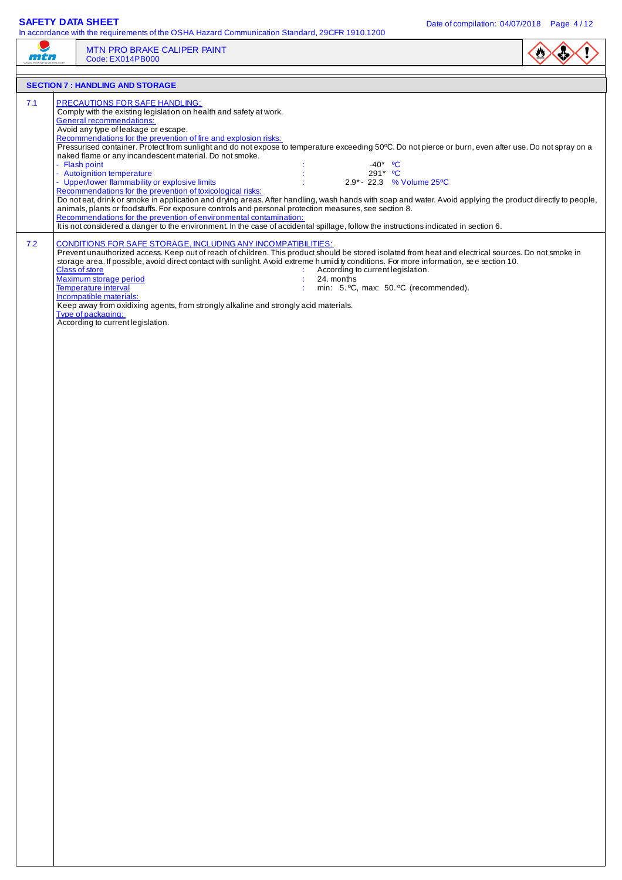## SECTION 7 : HANDLING AND STORAGE

**7.1 PRECAUTIONS FOR SAFE HANDLING:**

Comply with the existing legislation on health and safety at work.

General recommendations:

Avoid any type of leakage or escape.

Recommendations for the prevention of fire and explosion risks:

Pressurised container. Protect from sunlight and do not expose to temperature exceeding 50ºC. Do not pierce or burn, even after use. Do not spray on a naked flame or any incandescent material. Do not smoke.

- Flash point : -40* ºC
- Autoignition temperature : 291* ºC
- Upper/lower flammability or explosive limits : 2.9* - 22.3 % Volume 25ºC

Recommendations for the prevention of toxicological risks:

Do not eat, drink or smoke in application and drying areas. After handling, wash hands with soap and water. Avoid applying the product directly to people, animals, plants or foodstuffs. For exposure controls and personal protection measures, see section 8.

Recommendations for the prevention of environmental contamination:

It is not considered a danger to the environment. In the case of accidental spillage, follow the instructions indicated in section 6.

**7.2 CONDITIONS FOR SAFE STORAGE, INCLUDING ANY INCOMPATIBILITIES:**

Prevent unauthorized access. Keep out of reach of children. This product should be stored isolated from heat and electrical sources. Do not smoke in storage area. If possible, avoid direct contact with sunlight. Avoid extreme humidity conditions. For more information, see section 10.

Class of store : According to current legislation.

Maximum storage period : 24. months

Temperature interval : min: 5. ºC, max: 50. ºC (recommended).

Incompatible materials:

Keep away from oxidixing agents, from strongly alkaline and strongly acid materials.

Type of packaging:

According to current legislation.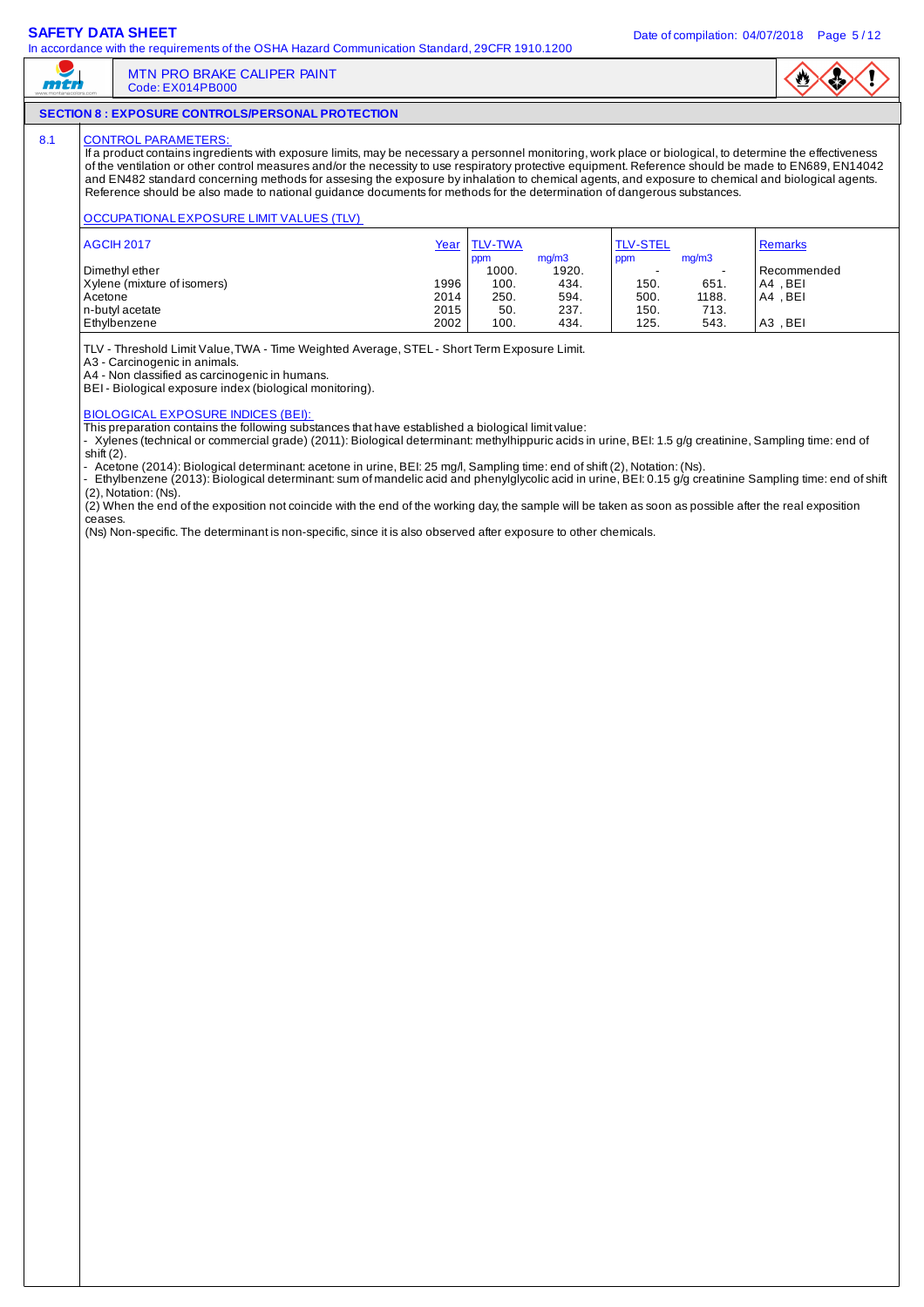## SECTION 8 : EXPOSURE CONTROLS/PERSONAL PROTECTION

8.1 CONTROL PARAMETERS:

If a product contains ingredients with exposure limits, may be necessary a personnel monitoring, work place or biological, to determine the effectiveness of the ventilation or other control measures and/or the necessity to use respiratory protective equipment. Reference should be made to EN689, EN14042 and EN482 standard concerning methods for assesing the exposure by inhalation to chemical agents, and exposure to chemical and biological agents. Reference should be also made to national guidance documents for methods for the determination of dangerous substances.

OCCUPATIONAL EXPOSURE LIMIT VALUES (TLV)

| AGCIH 2017 | Year | TLV-TWA | | TLV-STEL | | Remarks |
|---|---|---|---|---|---|---|
| | | ppm | mg/m3 | ppm | mg/m3 | |
| Dimethyl ether | | 1000. | 1920. | - | - | Recommended |
| Xylene (mixture of isomers) | 1996 | 100. | 434. | 150. | 651. | A4 , BEI |
| Acetone | 2014 | 250. | 594. | 500. | 1188. | A4 , BEI |
| n-butyl acetate | 2015 | 50. | 237. | 150. | 713. | |
| Ethylbenzene | 2002 | 100. | 434. | 125. | 543. | A3 , BEI |

TLV - Threshold Limit Value, TWA - Time Weighted Average, STEL - Short Term Exposure Limit.
A3 - Carcinogenic in animals.
A4 - Non classified as carcinogenic in humans.
BEI - Biological exposure index (biological monitoring).

BIOLOGICAL EXPOSURE INDICES (BEI):

This preparation contains the following substances that have established a biological limit value:
- Xylenes (technical or commercial grade) (2011): Biological determinant: methylhippuric acids in urine, BEI: 1.5 g/g creatinine, Sampling time: end of shift (2).
- Acetone (2014): Biological determinant: acetone in urine, BEI: 25 mg/l, Sampling time: end of shift (2), Notation: (Ns).
- Ethylbenzene (2013): Biological determinant: sum of mandelic acid and phenylglycolic acid in urine, BEI: 0.15 g/g creatinine Sampling time: end of shift (2), Notation: (Ns).

(2) When the end of the exposition not coincide with the end of the working day, the sample will be taken as soon as possible after the real exposition ceases.
(Ns) Non-specific. The determinant is non-specific, since it is also observed after exposure to other chemicals.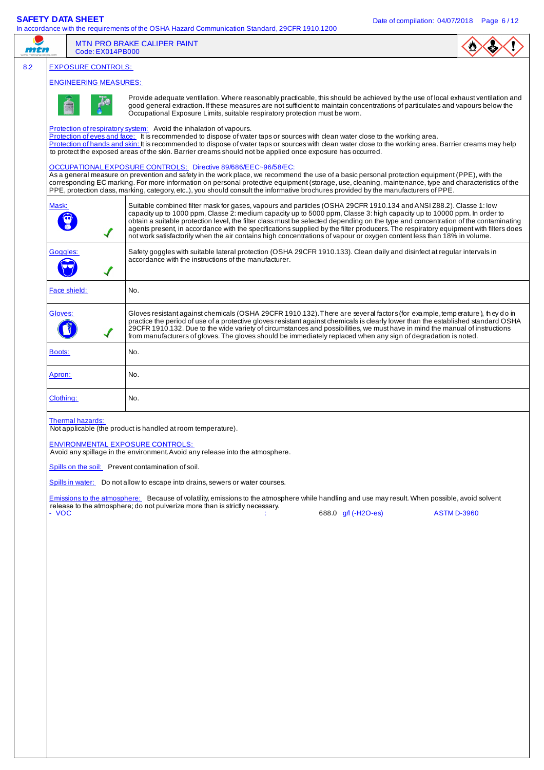**MTN PRO BRAKE CALIPER PAINT**
Code: EX014PB000

8.2 EXPOSURE CONTROLS:

ENGINEERING MEASURES:

Provide adequate ventilation. Where reasonably practicable, this should be achieved by the use of local exhaust ventilation and good general extraction. If these measures are not sufficient to maintain concentrations of particulates and vapours below the Occupational Exposure Limits, suitable respiratory protection must be worn.

Protection of respiratory system: Avoid the inhalation of vapours.
Protection of eyes and face: It is recommended to dispose of water taps or sources with clean water close to the working area.
Protection of hands and skin: It is recommended to dispose of water taps or sources with clean water close to the working area. Barrier creams may help to protect the exposed areas of the skin. Barrier creams should not be applied once exposure has occurred.

OCCUPATIONAL EXPOSURE CONTROLS: Directive 89/686/EEC~96/58/EC:
As a general measure on prevention and safety in the work place, we recommend the use of a basic personal protection equipment (PPE), with the corresponding EC marking. For more information on personal protective equipment (storage, use, cleaning, maintenance, type and characteristics of the PPE, protection class, marking, category, etc..), you should consult the informative brochures provided by the manufacturers of PPE.

| | |
|---|---|
| Mask: ✓ | Suitable combined filter mask for gases, vapours and particles (OSHA 29CFR 1910.134 and ANSI Z88.2). Classe 1: low capacity up to 1000 ppm, Classe 2: medium capacity up to 5000 ppm, Classe 3: high capacity up to 10000 ppm. In order to obtain a suitable protection level, the filter class must be selected depending on the type and concentration of the contaminating agents present, in accordance with the specifications supplied by the filter producers. The respiratory equipment with filters does not work satisfactorily when the air contains high concentrations of vapour or oxygen content less than 18% in volume. |
| Goggles: ✓ | Safety goggles with suitable lateral protection (OSHA 29CFR 1910.133). Clean daily and disinfect at regular intervals in accordance with the instructions of the manufacturer. |
| Face shield: | No. |
| Gloves: ✓ | Gloves resistant against chemicals (OSHA 29CFR 1910.132). There are several factors (for example, temperature), they do in practice the period of use of a protective gloves resistant against chemicals is clearly lower than the established standard OSHA 29CFR 1910.132. Due to the wide variety of circumstances and possibilities, we must have in mind the manual of instructions from manufacturers of gloves. The gloves should be immediately replaced when any sign of degradation is noted. |
| Boots: | No. |
| Apron: | No. |
| Clothing: | No. |

Thermal hazards:
Not applicable (the product is handled at room temperature).

ENVIRONMENTAL EXPOSURE CONTROLS:
Avoid any spillage in the environment. Avoid any release into the atmosphere.

Spills on the soil: Prevent contamination of soil.

Spills in water: Do not allow to escape into drains, sewers or water courses.

Emissions to the atmosphere: Because of volatility, emissions to the atmosphere while handling and use may result. When possible, avoid solvent release to the atmosphere; do not pulverize more than is strictly necessary.

- VOC : 688.0 g/l (-H2O-es) ASTM D-3960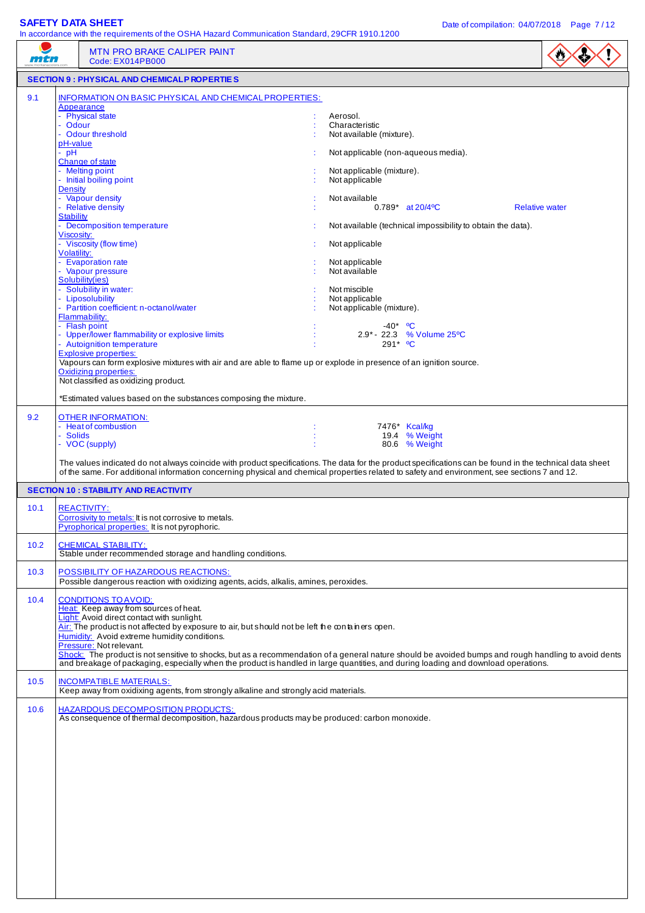MTN PRO BRAKE CALIPER PAINT
Code: EX014PB000

## SECTION 9 : PHYSICAL AND CHEMICAL PROPERTIES

### 9.1 INFORMATION ON BASIC PHYSICAL AND CHEMICAL PROPERTIES:

**Appearance**
- Physical state : Aerosol.
- Odour : Characteristic
- Odour threshold : Not available (mixture).

**pH-value**
- pH : Not applicable (non-aqueous media).

**Change of state**
- Melting point : Not applicable (mixture).
- Initial boiling point : Not applicable

**Density**
- Vapour density : Not available
- Relative density : 0.789* at 20/4ºC Relative water

**Stability**
- Decomposition temperature : Not available (technical impossibility to obtain the data).

**Viscosity:**
- Viscosity (flow time) : Not applicable

**Volatility:**
- Evaporation rate : Not applicable
- Vapour pressure : Not available

**Solubility(ies)**
- Solubility in water: : Not miscible
- Liposolubility : Not applicable
- Partition coefficient: n-octanol/water : Not applicable (mixture).

**Flammability:**
- Flash point : -40* ºC
- Upper/lower flammability or explosive limits : 2.9* - 22.3 % Volume 25ºC
- Autoignition temperature : 291* ºC

**Explosive properties:**
Vapours can form explosive mixtures with air and are able to flame up or explode in presence of an ignition source.

**Oxidizing properties:**
Not classified as oxidizing product.

*Estimated values based on the substances composing the mixture.

### 9.2 OTHER INFORMATION:

- Heat of combustion : 7476* Kcal/kg
- Solids : 19.4 % Weight
- VOC (supply) : 80.6 % Weight

The values indicated do not always coincide with product specifications. The data for the product specifications can be found in the technical data sheet of the same. For additional information concerning physical and chemical properties related to safety and environment, see sections 7 and 12.

## SECTION 10 : STABILITY AND REACTIVITY

### 10.1 REACTIVITY:
Corrosivity to metals: It is not corrosive to metals.
Pyrophorical properties: It is not pyrophoric.

### 10.2 CHEMICAL STABILITY:
Stable under recommended storage and handling conditions.

### 10.3 POSSIBILITY OF HAZARDOUS REACTIONS:
Possible dangerous reaction with oxidizing agents, acids, alkalis, amines, peroxides.

### 10.4 CONDITIONS TO AVOID:
Heat: Keep away from sources of heat.
Light: Avoid direct contact with sunlight.
Air: The product is not affected by exposure to air, but should not be left the containers open.
Humidity: Avoid extreme humidity conditions.
Pressure: Not relevant.
Shock: The product is not sensitive to shocks, but as a recommendation of a general nature should be avoided bumps and rough handling to avoid dents and breakage of packaging, especially when the product is handled in large quantities, and during loading and download operations.

### 10.5 INCOMPATIBLE MATERIALS:
Keep away from oxidizing agents, from strongly alkaline and strongly acid materials.

### 10.6 HAZARDOUS DECOMPOSITION PRODUCTS:
As consequence of thermal decomposition, hazardous products may be produced: carbon monoxide.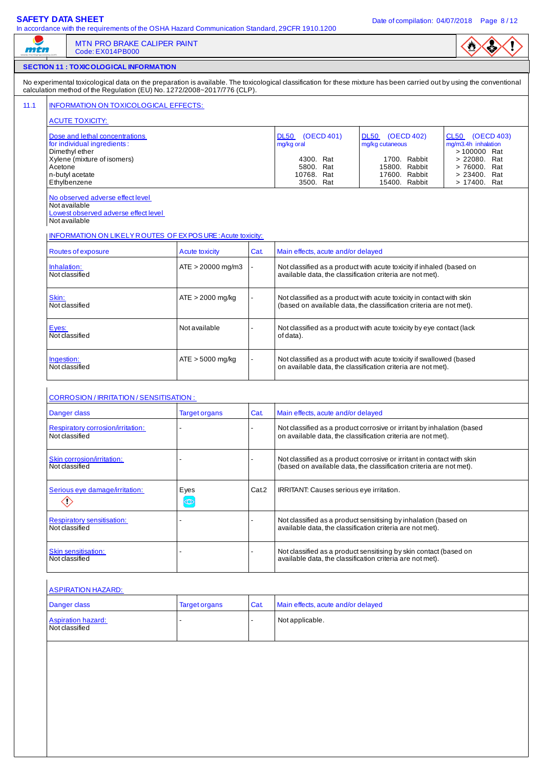MTN PRO BRAKE CALIPER PAINT
Code: EX014PB000

## SECTION 11 : TOXICOLOGICAL INFORMATION

No experimental toxicological data on the preparation is available. The toxicological classification for these mixture has been carried out by using the conventional calculation method of the Regulation (EU) No. 1272/2008~2017/776 (CLP).

### 11.1 INFORMATION ON TOXICOLOGICAL EFFECTS:

**ACUTE TOXICITY:**

| Dose and lethal concentrations for individual ingredients : | DL50 (OECD 401) mg/kg oral | DL50 (OECD 402) mg/kg cutaneous | CL50 (OECD 403) mg/m3.4h inhalation |
|---|---|---|---|
| Dimethyl ether | | | > 100000 Rat |
| Xylene (mixture of isomers) | 4300. Rat | 1700. Rabbit | > 22080. Rat |
| Acetone | 5800. Rat | 15800. Rabbit | > 76000. Rat |
| n-butyl acetate | 10768. Rat | 17600. Rabbit | > 23400. Rat |
| Ethylbenzene | 3500. Rat | 15400. Rabbit | > 17400. Rat |

No observed adverse effect level
Not available
Lowest observed adverse effect level
Not available

**INFORMATION ON LIKELY ROUTES OF EXPOSURE: Acute toxicity:**

| Routes of exposure | Acute toxicity | Cat. | Main effects, acute and/or delayed |
|---|---|---|---|
| Inhalation: Not classified | ATE > 20000 mg/m3 | - | Not classified as a product with acute toxicity if inhaled (based on available data, the classification criteria are not met). |
| Skin: Not classified | ATE > 2000 mg/kg | - | Not classified as a product with acute toxicity in contact with skin (based on available data, the classification criteria are not met). |
| Eyes: Not classified | Not available | - | Not classified as a product with acute toxicity by eye contact (lack of data). |
| Ingestion: Not classified | ATE > 5000 mg/kg | - | Not classified as a product with acute toxicity if swallowed (based on available data, the classification criteria are not met). |

**CORROSION / IRRITATION / SENSITISATION :**

| Danger class | Target organs | Cat. | Main effects, acute and/or delayed |
|---|---|---|---|
| Respiratory corrosion/irritation: Not classified | - | - | Not classified as a product corrosive or irritant by inhalation (based on available data, the classification criteria are not met). |
| Skin corrosion/irritation: Not classified | - | - | Not classified as a product corrosive or irritant in contact with skin (based on available data, the classification criteria are not met). |
| Serious eye damage/irritation: | Eyes | Cat.2 | IRRITANT: Causes serious eye irritation. |
| Respiratory sensitisation: Not classified | - | - | Not classified as a product sensitising by inhalation (based on available data, the classification criteria are not met). |
| Skin sensitisation: Not classified | - | - | Not classified as a product sensitising by skin contact (based on available data, the classification criteria are not met). |

**ASPIRATION HAZARD:**

| Danger class | Target organs | Cat. | Main effects, acute and/or delayed |
|---|---|---|---|
| Aspiration hazard: Not classified | - | - | Not applicable. |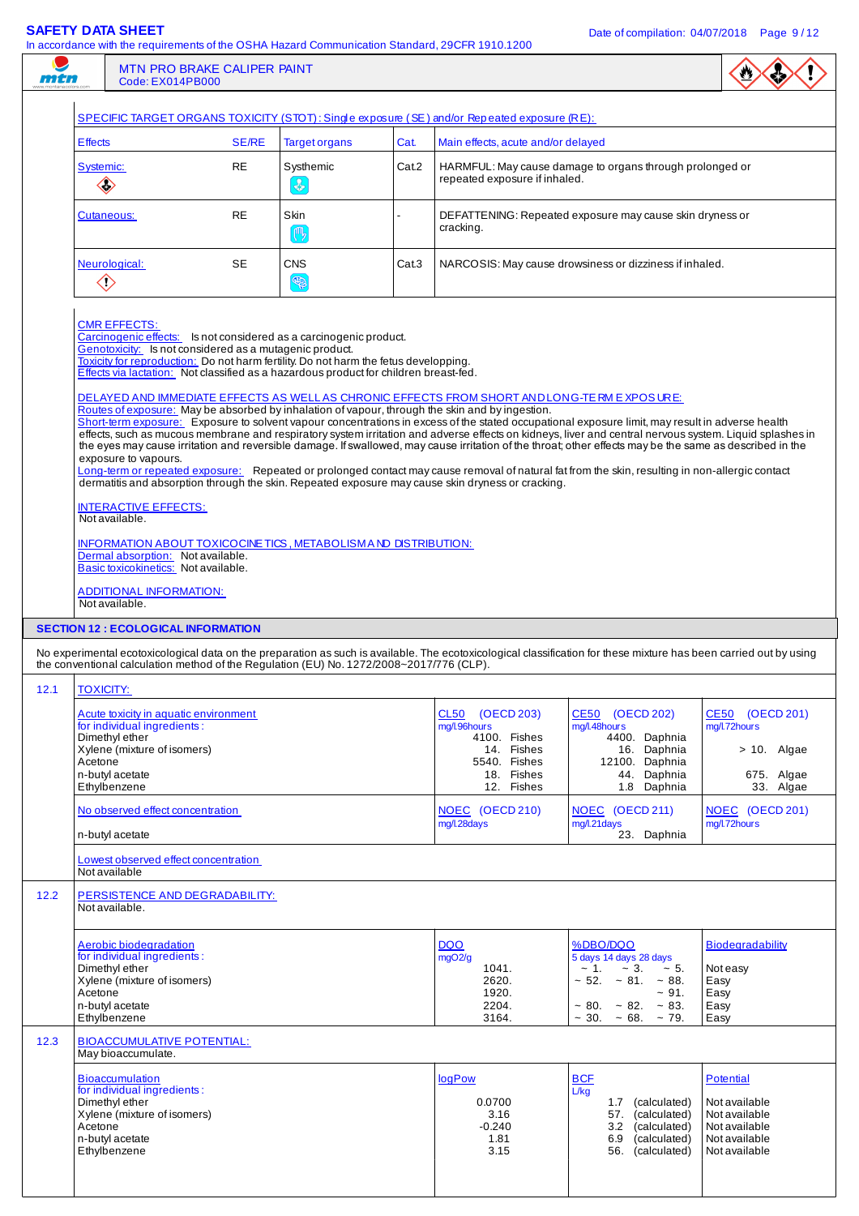SPECIFIC TARGET ORGANS TOXICITY (STOT): Single exposure (SE) and/or Repeated exposure (RE):

| Effects | SE/RE | Target organs | Cat. | Main effects, acute and/or delayed |
|---|---|---|---|---|
| Systemic: | RE | Systhemic | Cat.2 | HARMFUL: May cause damage to organs through prolonged or repeated exposure if inhaled. |
| Cutaneous: | RE | Skin | - | DEFATTENING: Repeated exposure may cause skin dryness or cracking. |
| Neurological: | SE | CNS | Cat.3 | NARCOSIS: May cause drowsiness or dizziness if inhaled. |

CMR EFFECTS:
Carcinogenic effects: Is not considered as a carcinogenic product.
Genotoxicity: Is not considered as a mutagenic product.
Toxicity for reproduction: Do not harm fertility. Do not harm the fetus developping.
Effects via lactation: Not classified as a hazardous product for children breast-fed.

DELAYED AND IMMEDIATE EFFECTS AS WELL AS CHRONIC EFFECTS FROM SHORT AND LONG-TERM EXPOSURE:
Routes of exposure: May be absorbed by inhalation of vapour, through the skin and by ingestion.
Short-term exposure: Exposure to solvent vapour concentrations in excess of the stated occupational exposure limit, may result in adverse health effects, such as mucous membrane and respiratory system irritation and adverse effects on kidneys, liver and central nervous system. Liquid splashes in the eyes may cause irritation and reversible damage. If swallowed, may cause irritation of the throat; other effects may be the same as described in the exposure to vapours.
Long-term or repeated exposure: Repeated or prolonged contact may cause removal of natural fat from the skin, resulting in non-allergic contact dermatitis and absorption through the skin. Repeated exposure may cause skin dryness or cracking.

INTERACTIVE EFFECTS:
Not available.

INFORMATION ABOUT TOXICOCINETICS, METABOLISM AND DISTRIBUTION:
Dermal absorption: Not available.
Basic toxicokinetics: Not available.

ADDITIONAL INFORMATION:
Not available.

## SECTION 12 : ECOLOGICAL INFORMATION

No experimental ecotoxicological data on the preparation as such is available. The ecotoxicological classification for these mixture has been carried out by using the conventional calculation method of the Regulation (EU) No. 1272/2008~2017/776 (CLP).

### 12.1 TOXICITY:

| Acute toxicity in aquatic environment for individual ingredients: | CL50 (OECD 203) mg/l.96hours | CE50 (OECD 202) mg/l.48hours | CE50 (OECD 201) mg/l.72hours |
|---|---|---|---|
| Dimethyl ether | 4100. Fishes | 4400. Daphnia | |
| Xylene (mixture of isomers) | 14. Fishes | 16. Daphnia | > 10. Algae |
| Acetone | 5540. Fishes | 12100. Daphnia | |
| n-butyl acetate | 18. Fishes | 44. Daphnia | 675. Algae |
| Ethylbenzene | 12. Fishes | 1.8 Daphnia | 33. Algae |

| No observed effect concentration | NOEC (OECD 210) mg/l.28days | NOEC (OECD 211) mg/l.21days | NOEC (OECD 201) mg/l.72hours |
|---|---|---|---|
| n-butyl acetate | | 23. Daphnia | |

Lowest observed effect concentration
Not available

### 12.2 PERSISTENCE AND DEGRADABILITY:

Not available.

| Aerobic biodegradation for individual ingredients: | DQO mgO2/g | %DBO/DQO 5 days | 14 days | 28 days | Biodegradability |
|---|---|---|---|---|---|
| Dimethyl ether | 1041. | ~ 1. | ~ 3. | ~ 5. | Not easy |
| Xylene (mixture of isomers) | 2620. | ~ 52. | ~ 81. | ~ 88. | Easy |
| Acetone | 1920. | | | ~ 91. | Easy |
| n-butyl acetate | 2204. | ~ 80. | ~ 82. | ~ 83. | Easy |
| Ethylbenzene | 3164. | ~ 30. | ~ 68. | ~ 79. | Easy |

### 12.3 BIOACCUMULATIVE POTENTIAL:

May bioaccumulate.

| Bioaccumulation for individual ingredients: | logPow | BCF L/kg | Potential |
|---|---|---|---|
| Dimethyl ether | 0.0700 | 1.7 (calculated) | Not available |
| Xylene (mixture of isomers) | 3.16 | 57. (calculated) | Not available |
| Acetone | -0.240 | 3.2 (calculated) | Not available |
| n-butyl acetate | 1.81 | 6.9 (calculated) | Not available |
| Ethylbenzene | 3.15 | 56. (calculated) | Not available |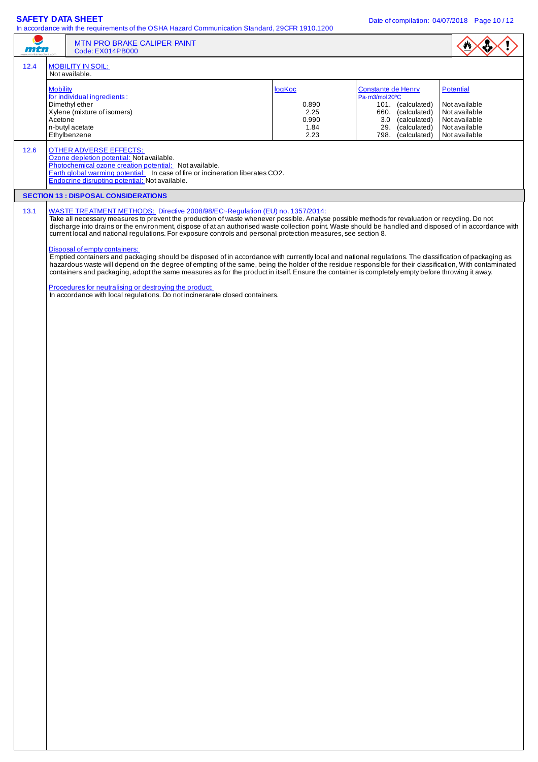MTN PRO BRAKE CALIPER PAINT
Code: EX014PB000

12.4 MOBILITY IN SOIL:

Not available.

| Mobility for individual ingredients: | logKoc | Constante de Henry Pa·m3/mol 20ºC | Potential |
|---|---|---|---|
| Dimethyl ether | 0.890 | 101. (calculated) | Not available |
| Xylene (mixture of isomers) | 2.25 | 660. (calculated) | Not available |
| Acetone | 0.990 | 3.0 (calculated) | Not available |
| n-butyl acetate | 1.84 | 29. (calculated) | Not available |
| Ethylbenzene | 2.23 | 798. (calculated) | Not available |

12.6 OTHER ADVERSE EFFECTS:

Ozone depletion potential: Not available.

Photochemical ozone creation potential: Not available.

Earth global warming potential: In case of fire or incineration liberates $CO_2$.

Endocrine disrupting potential: Not available.

## SECTION 13 : DISPOSAL CONSIDERATIONS

13.1 WASTE TREATMENT METHODS: Directive 2008/98/EC~Regulation (EU) no. 1357/2014:

Take all necessary measures to prevent the production of waste whenever possible. Analyse possible methods for revaluation or recycling. Do not discharge into drains or the environment, dispose of at an authorised waste collection point. Waste should be handled and disposed of in accordance with current local and national regulations. For exposure controls and personal protection measures, see section 8.

Disposal of empty containers:

Emptied containers and packaging should be disposed of in accordance with currently local and national regulations. The classification of packaging as hazardous waste will depend on the degree of empting of the same, being the holder of the residue responsible for their classification, With contaminated containers and packaging, adopt the same measures as for the product in itself. Ensure the container is completely empty before throwing it away.

Procedures for neutralising or destroying the product:

In accordance with local regulations. Do not incinerarate closed containers.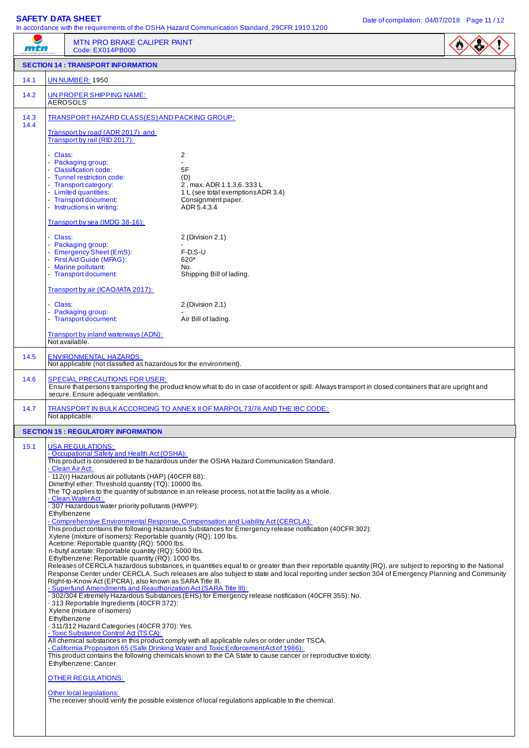MTN PRO BRAKE CALIPER PAINT
Code: EX014PB000

## SECTION 14 : TRANSPORT INFORMATION

**14.1** UN NUMBER: 1950

**14.2** UN PROPER SHIPPING NAME:
AEROSOLS

**14.3 14.4** TRANSPORT HAZARD CLASS(ES) AND PACKING GROUP:

Transport by road (ADR 2017) and Transport by rail (RID 2017):

| | |
|---|---|
| - Class: | 2 |
| - Packaging group: | - |
| - Classification code: | 5F |
| - Tunnel restriction code: | (D) |
| - Transport category: | 2 , max. ADR 1.1.3.6. 333 L |
| - Limited quantities: | 1 L (see total exemptions ADR 3.4) |
| - Transport document: | Consignment paper. |
| - Instructions in writing: | ADR 5.4.3.4 |

Transport by sea (IMDG 38-16):

| | |
|---|---|
| - Class: | 2 (Division 2.1) |
| - Packaging group: | - |
| - Emergency Sheet (EmS): | F-D,S-U |
| - First Aid Guide (MFAG): | 620* |
| - Marine pollutant: | No. |
| - Transport document: | Shipping Bill of lading. |

Transport by air (ICAO/IATA 2017):

| | |
|---|---|
| - Class: | 2 (Division 2.1) |
| - Packaging group: | - |
| - Transport document: | Air Bill of lading. |

Transport by inland waterways (ADN):
Not available.

**14.5** ENVIRONMENTAL HAZARDS:
Not applicable (not classified as hazardous for the environment).

**14.6** SPECIAL PRECAUTIONS FOR USER:
Ensure that persons transporting the product know what to do in case of accident or spill. Always transport in closed containers that are upright and secure. Ensure adequate ventilation.

**14.7** TRANSPORT IN BULK ACCORDING TO ANNEX II OF MARPOL 73/78 AND THE IBC CODE:
Not applicable.

## SECTION 15 : REGULATORY INFORMATION

**15.1** USA REGULATIONS:

- Occupational Safety and Health Act (OSHA):
This product is considered to be hazardous under the OSHA Hazard Communication Standard.

- Clean Air Act:
· 112(r) Hazardous air pollutants (HAP) (40CFR 68):
Dimethyl ether: Threshold quantity (TQ): 10000 lbs.
The TQ applies to the quantity of substance in an release process, not at the facility as a whole.

- Clean Water Act :
· 307 Hazardous water priority pollutants (HWPP):
Ethylbenzene

- Comprehensive Environmental Response, Compensation and Liability Act (CERCLA):
This product contains the following Hazardous Substances for Emergency release notification (40CFR 302):
Xylene (mixture of isomers): Reportable quantity (RQ): 100 lbs.
Acetone: Reportable quantity (RQ): 5000 lbs.
n-butyl acetate: Reportable quantity (RQ): 5000 lbs.
Ethylbenzene: Reportable quantity (RQ): 1000 lbs.
Releases of CERCLA hazardous substances, in quantities equal to or greater than their reportable quantity (RQ). are subject to reporting to the National Response Center under CERCLA. Such releases are also subject to state and local reporting under section 304 of Emergency Planning and Community Right-to-Know Act (EPCRA), also known as SARA Title III.

- Superfund Amendments and Reauthorization Act (SARA Title III):
· 302/304 Extremely Hazardous Substances (EHS) for Emergency release notification (40CFR 355): No.
· 313 Reportable Ingredients (40CFR 372):
Xylene (mixture of isomers)
Ethylbenzene
· 311/312 Hazard Categories (40CFR 370): Yes.

- Toxic Substance Control Act (TSCA):
All chemical substances in this product comply with all applicable rules or order under TSCA.

- California Proposition 65 (Safe Drinking Water and Toxic Enforcement Act of 1986):
This product contains the following chemicals known to the CA State to cause cancer or reproductive toxicity:
Ethylbenzene: Cancer

OTHER REGULATIONS:

Other local legislations:
The receiver should verify the possible existence of local regulations applicable to the chemical.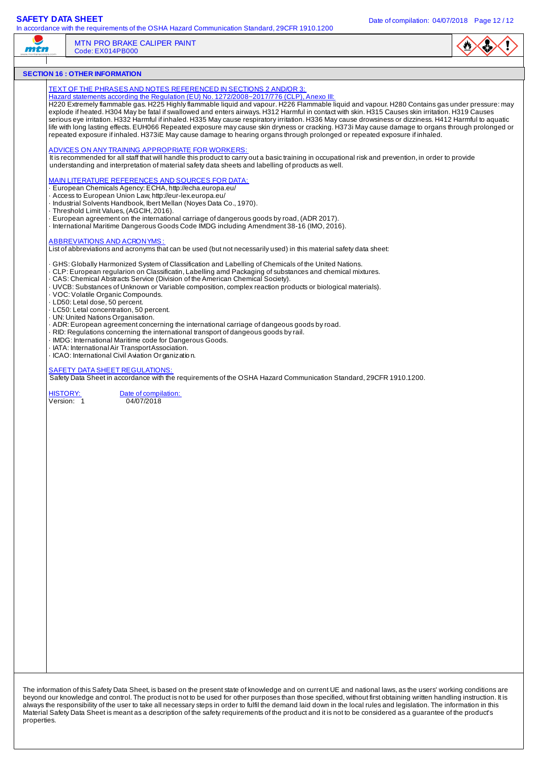## SECTION 16 : OTHER INFORMATION

TEXT OF THE PHRASES AND NOTES REFERENCED IN SECTIONS 2 AND/OR 3:

Hazard statements according the Regulation (EU) No. 1272/2008~2017/776 (CLP), Anexo III:

H220 Extremely flammable gas. H225 Highly flammable liquid and vapour. H226 Flammable liquid and vapour. H280 Contains gas under pressure: may explode if heated. H304 May be fatal if swallowed and enters airways. H312 Harmful in contact with skin. H315 Causes skin irritation. H319 Causes serious eye irritation. H332 Harmful if inhaled. H335 May cause respiratory irritation. H336 May cause drowsiness or dizziness. H412 Harmful to aquatic life with long lasting effects. EUH066 Repeated exposure may cause skin dryness or cracking. H373i May cause damage to organs through prolonged or repeated exposure if inhaled. H373iE May cause damage to hearing organs through prolonged or repeated exposure if inhaled.

ADVICES ON ANY TRAINING APPROPRIATE FOR WORKERS:

It is recommended for all staff that will handle this product to carry out a basic training in occupational risk and prevention, in order to provide understanding and interpretation of material safety data sheets and labelling of products as well.

MAIN LITERATURE REFERENCES AND SOURCES FOR DATA:

- European Chemicals Agency: ECHA, http://echa.europa.eu/
- Access to European Union Law, http://eur-lex.europa.eu/
- Industrial Solvents Handbook, Ibert Mellan (Noyes Data Co., 1970).
- Threshold Limit Values, (AGCIH, 2016).
- European agreement on the international carriage of dangerous goods by road, (ADR 2017).
- International Maritime Dangerous Goods Code IMDG including Amendment 38-16 (IMO, 2016).

ABBREVIATIONS AND ACRONYMS:

List of abbreviations and acronyms that can be used (but not necessarily used) in this material safety data sheet:

- GHS: Globally Harmonized System of Classification and Labelling of Chemicals of the United Nations.
- CLP: European regulartion on Classificatin, Labelling amd Packaging of substances and chemical mixtures.
- CAS: Chemical Abstracts Service (Division of the American Chemical Society).
- UVCB: Substances of Unknown or Variable composition, complex reaction products or biological materials).
- VOC: Volatile Organic Compounds.
- LD50: Letal dose, 50 percent.
- LC50: Letal concentration, 50 percent.
- UN: United Nations Organisation.
- ADR: European agreement concerning the international carriage of dangeous goods by road.
- RID: Regulations concerning the international transport of dangeous goods by rail.
- IMDG: International Maritime code for Dangerous Goods.
- IATA: International Air Transport Association.
- ICAO: International Civil Aviation Organization.

SAFETY DATA SHEET REGULATIONS:

Safety Data Sheet in accordance with the requirements of the OSHA Hazard Communication Standard, 29CFR 1910.1200.

| HISTORY: | Date of compilation: |
| --- | --- |
| Version: 1 | 04/07/2018 |

The information of this Safety Data Sheet, is based on the present state of knowledge and on current UE and national laws, as the users' working conditions are beyond our knowledge and control. The product is not to be used for other purposes than those specified, without first obtaining written handling instruction. It is always the responsibility of the user to take all necessary steps in order to fulfil the demand laid down in the local rules and legislation. The information in this Material Safety Data Sheet is meant as a description of the safety requirements of the product and it is not to be considered as a guarantee of the product's properties.